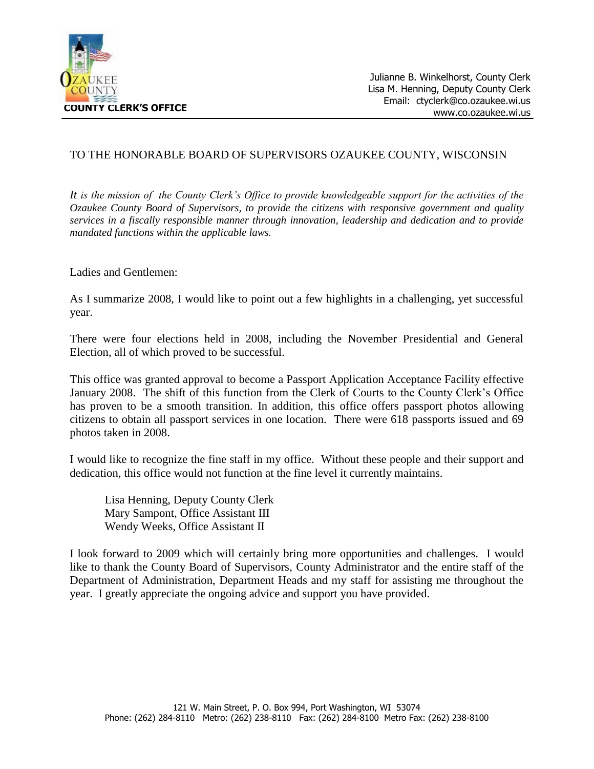**COUNTY CLERK'S OFFICE**

Julianne B. Winkelhorst, County Clerk
Lisa M. Henning, Deputy County Clerk
Email: ctyclerk@co.ozaukee.wi.us
www.co.ozaukee.wi.us

TO THE HONORABLE BOARD OF SUPERVISORS OZAUKEE COUNTY, WISCONSIN

*It is the mission of the County Clerk's Office to provide knowledgeable support for the activities of the Ozaukee County Board of Supervisors, to provide the citizens with responsive government and quality services in a fiscally responsible manner through innovation, leadership and dedication and to provide mandated functions within the applicable laws.*

Ladies and Gentlemen:

As I summarize 2008, I would like to point out a few highlights in a challenging, yet successful year.

There were four elections held in 2008, including the November Presidential and General Election, all of which proved to be successful.

This office was granted approval to become a Passport Application Acceptance Facility effective January 2008. The shift of this function from the Clerk of Courts to the County Clerk's Office has proven to be a smooth transition. In addition, this office offers passport photos allowing citizens to obtain all passport services in one location. There were 618 passports issued and 69 photos taken in 2008.

I would like to recognize the fine staff in my office. Without these people and their support and dedication, this office would not function at the fine level it currently maintains.

Lisa Henning, Deputy County Clerk
Mary Sampont, Office Assistant III
Wendy Weeks, Office Assistant II

I look forward to 2009 which will certainly bring more opportunities and challenges. I would like to thank the County Board of Supervisors, County Administrator and the entire staff of the Department of Administration, Department Heads and my staff for assisting me throughout the year. I greatly appreciate the ongoing advice and support you have provided.

121 W. Main Street, P. O. Box 994, Port Washington, WI 53074
Phone: (262) 284-8110 Metro: (262) 238-8110 Fax: (262) 284-8100 Metro Fax: (262) 238-8100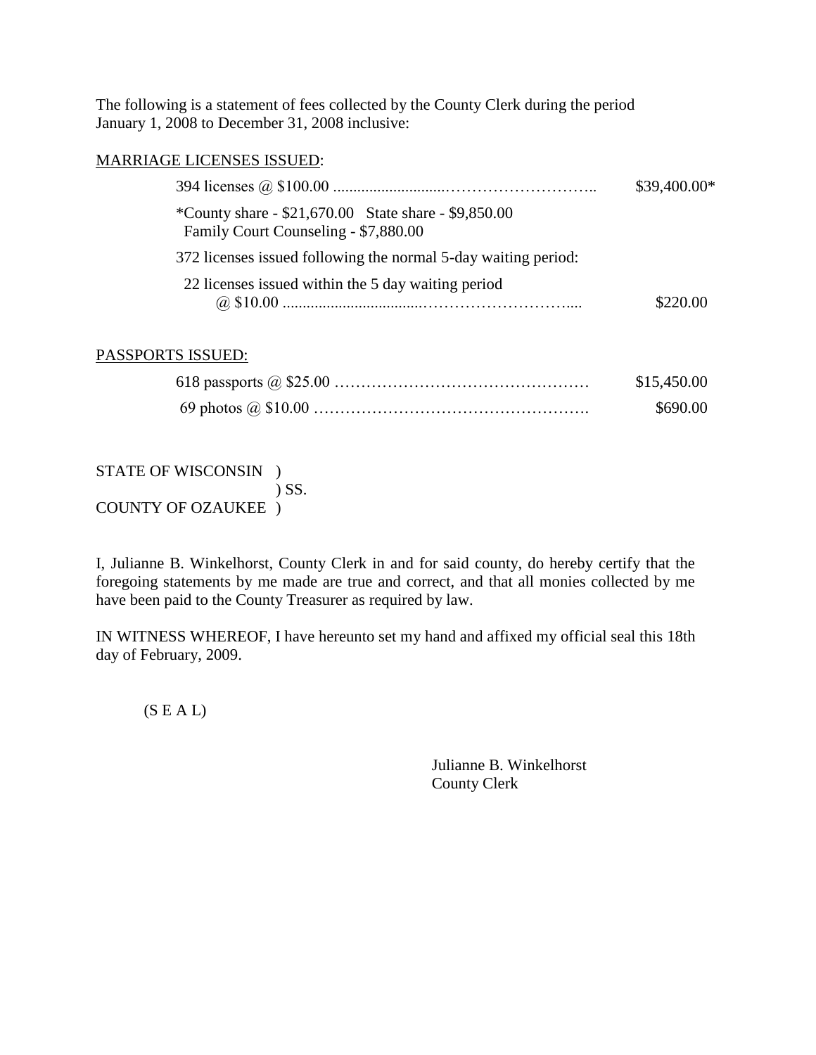The following is a statement of fees collected by the County Clerk during the period January 1, 2008 to December 31, 2008 inclusive:

MARRIAGE LICENSES ISSUED:

| | |
|---|---|
| 394 licenses @ $100.00 | $39,400.00* |
| *County share - $21,670.00 State share - $9,850.00 Family Court Counseling - $7,880.00 | |
| 372 licenses issued following the normal 5-day waiting period: | |
| 22 licenses issued within the 5 day waiting period @ $10.00 | $220.00 |

PASSPORTS ISSUED:

| | |
|---|---|
| 618 passports @ $25.00 | $15,450.00 |
| 69 photos @ $10.00 | $690.00 |

STATE OF WISCONSIN )
) SS.
COUNTY OF OZAUKEE )

I, Julianne B. Winkelhorst, County Clerk in and for said county, do hereby certify that the foregoing statements by me made are true and correct, and that all monies collected by me have been paid to the County Treasurer as required by law.

IN WITNESS WHEREOF, I have hereunto set my hand and affixed my official seal this 18th day of February, 2009.

(S E A L)

Julianne B. Winkelhorst
County Clerk